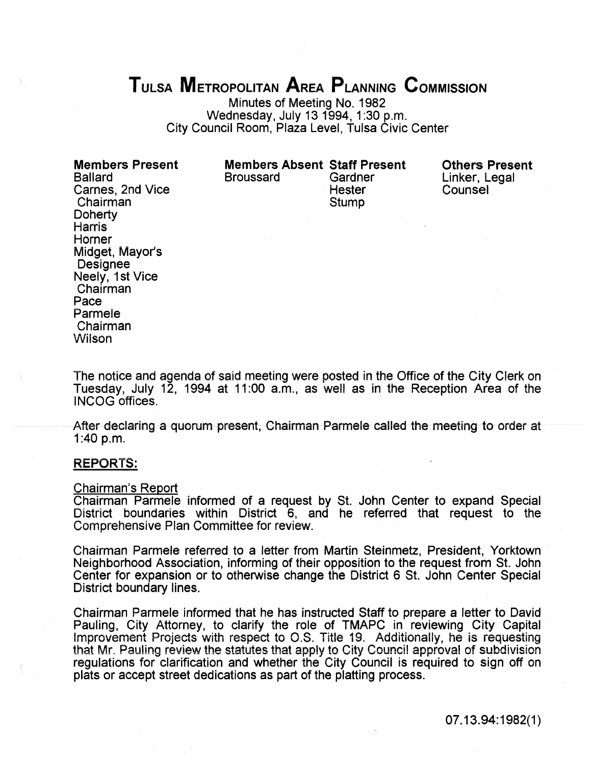# TULSA METROPOLITAN AREA PLANNING COMMISSION

Minutes of Meeting No. 1982
Wednesday, July 13 1994, 1:30 p.m.
City Council Room, Plaza Level, Tulsa Civic Center

| **Members Present** | **Members Absent** | **Staff Present** | **Others Present** |
|---|---|---|---|
| Ballard | Broussard | Gardner | Linker, Legal Counsel |
| Carnes, 2nd Vice Chairman | | Hester | |
| Doherty | | Stump | |
| Harris | | | |
| Horner | | | |
| Midget, Mayor's Designee | | | |
| Neely, 1st Vice Chairman | | | |
| Pace | | | |
| Parmele Chairman | | | |
| Wilson | | | |

The notice and agenda of said meeting were posted in the Office of the City Clerk on Tuesday, July 12, 1994 at 11:00 a.m., as well as in the Reception Area of the INCOG offices.

After declaring a quorum present, Chairman Parmele called the meeting to order at 1:40 p.m.

## REPORTS:

### Chairman's Report

Chairman Parmele informed of a request by St. John Center to expand Special District boundaries within District 6, and he referred that request to the Comprehensive Plan Committee for review.

Chairman Parmele referred to a letter from Martin Steinmetz, President, Yorktown Neighborhood Association, informing of their opposition to the request from St. John Center for expansion or to otherwise change the District 6 St. John Center Special District boundary lines.

Chairman Parmele informed that he has instructed Staff to prepare a letter to David Pauling, City Attorney, to clarify the role of TMAPC in reviewing City Capital Improvement Projects with respect to O.S. Title 19. Additionally, he is requesting that Mr. Pauling review the statutes that apply to City Council approval of subdivision regulations for clarification and whether the City Council is required to sign off on plats or accept street dedications as part of the platting process.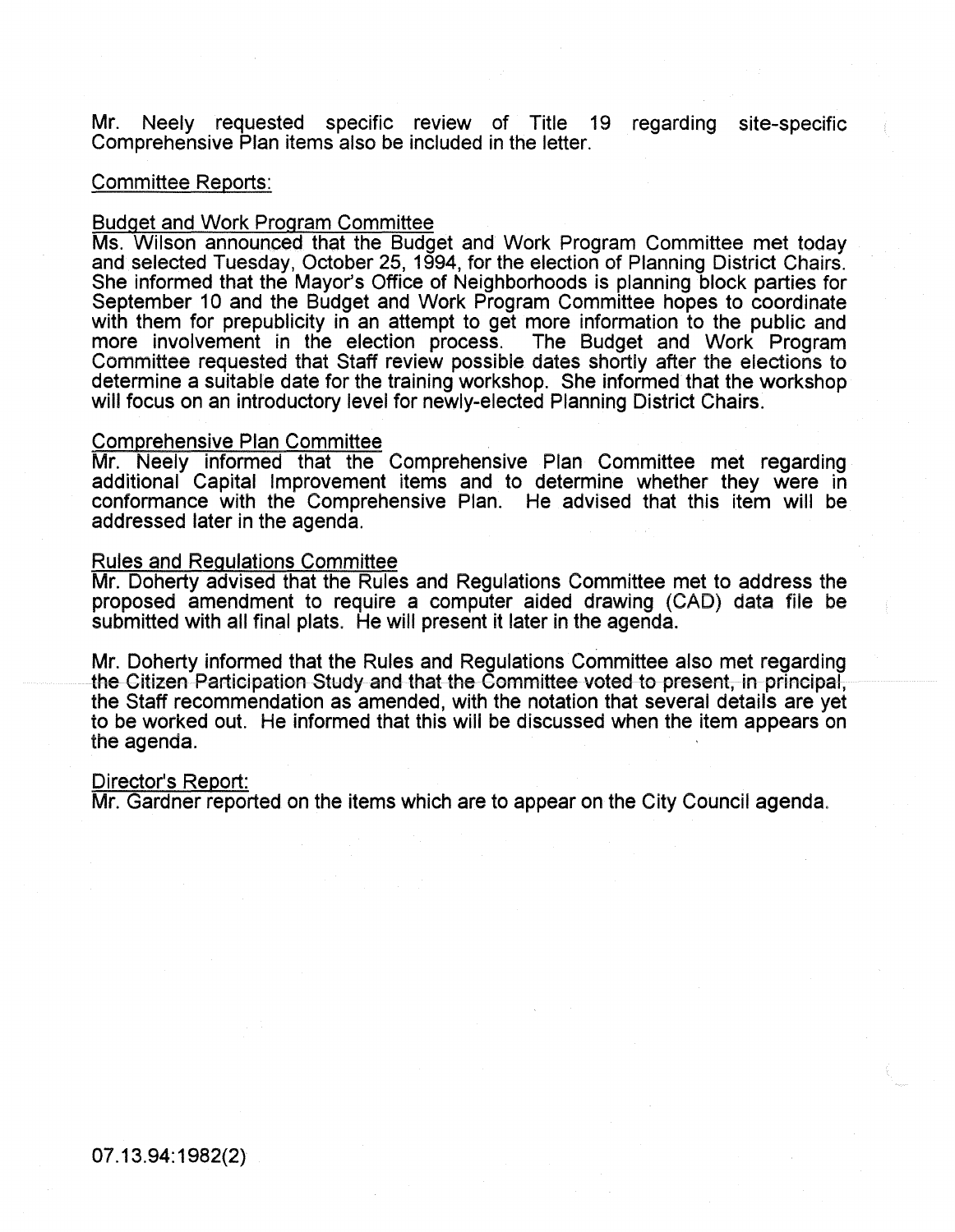Mr. Neely requested specific review of Title 19 regarding site-specific Comprehensive Plan items also be included in the letter.

Committee Reports:

Budget and Work Program Committee
Ms. Wilson announced that the Budget and Work Program Committee met today and selected Tuesday, October 25, 1994, for the election of Planning District Chairs. She informed that the Mayor's Office of Neighborhoods is planning block parties for September 10 and the Budget and Work Program Committee hopes to coordinate with them for prepublicity in an attempt to get more information to the public and more involvement in the election process. The Budget and Work Program Committee requested that Staff review possible dates shortly after the elections to determine a suitable date for the training workshop. She informed that the workshop will focus on an introductory level for newly-elected Planning District Chairs.

Comprehensive Plan Committee
Mr. Neely informed that the Comprehensive Plan Committee met regarding additional Capital Improvement items and to determine whether they were in conformance with the Comprehensive Plan. He advised that this item will be addressed later in the agenda.

Rules and Regulations Committee
Mr. Doherty advised that the Rules and Regulations Committee met to address the proposed amendment to require a computer aided drawing (CAD) data file be submitted with all final plats. He will present it later in the agenda.

Mr. Doherty informed that the Rules and Regulations Committee also met regarding the Citizen Participation Study and that the Committee voted to present, in principal, the Staff recommendation as amended, with the notation that several details are yet to be worked out. He informed that this will be discussed when the item appears on the agenda.

Director's Report:
Mr. Gardner reported on the items which are to appear on the City Council agenda.

07.13.94:1982(2)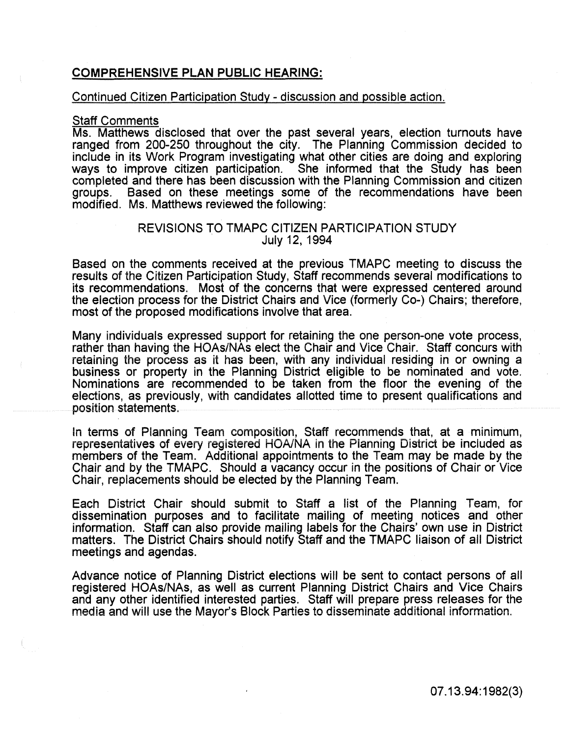**COMPREHENSIVE PLAN PUBLIC HEARING:**

Continued Citizen Participation Study - discussion and possible action.

Staff Comments

Ms. Matthews disclosed that over the past several years, election turnouts have ranged from 200-250 throughout the city. The Planning Commission decided to include in its Work Program investigating what other cities are doing and exploring ways to improve citizen participation. She informed that the Study has been completed and there has been discussion with the Planning Commission and citizen groups. Based on these meetings some of the recommendations have been modified. Ms. Matthews reviewed the following:

REVISIONS TO TMAPC CITIZEN PARTICIPATION STUDY
July 12, 1994

Based on the comments received at the previous TMAPC meeting to discuss the results of the Citizen Participation Study, Staff recommends several modifications to its recommendations. Most of the concerns that were expressed centered around the election process for the District Chairs and Vice (formerly Co-) Chairs; therefore, most of the proposed modifications involve that area.

Many individuals expressed support for retaining the one person-one vote process, rather than having the HOAs/NAs elect the Chair and Vice Chair. Staff concurs with retaining the process as it has been, with any individual residing in or owning a business or property in the Planning District eligible to be nominated and vote. Nominations are recommended to be taken from the floor the evening of the elections, as previously, with candidates allotted time to present qualifications and position statements.

In terms of Planning Team composition, Staff recommends that, at a minimum, representatives of every registered HOA/NA in the Planning District be included as members of the Team. Additional appointments to the Team may be made by the Chair and by the TMAPC. Should a vacancy occur in the positions of Chair or Vice Chair, replacements should be elected by the Planning Team.

Each District Chair should submit to Staff a list of the Planning Team, for dissemination purposes and to facilitate mailing of meeting notices and other information. Staff can also provide mailing labels for the Chairs' own use in District matters. The District Chairs should notify Staff and the TMAPC liaison of all District meetings and agendas.

Advance notice of Planning District elections will be sent to contact persons of all registered HOAs/NAs, as well as current Planning District Chairs and Vice Chairs and any other identified interested parties. Staff will prepare press releases for the media and will use the Mayor's Block Parties to disseminate additional information.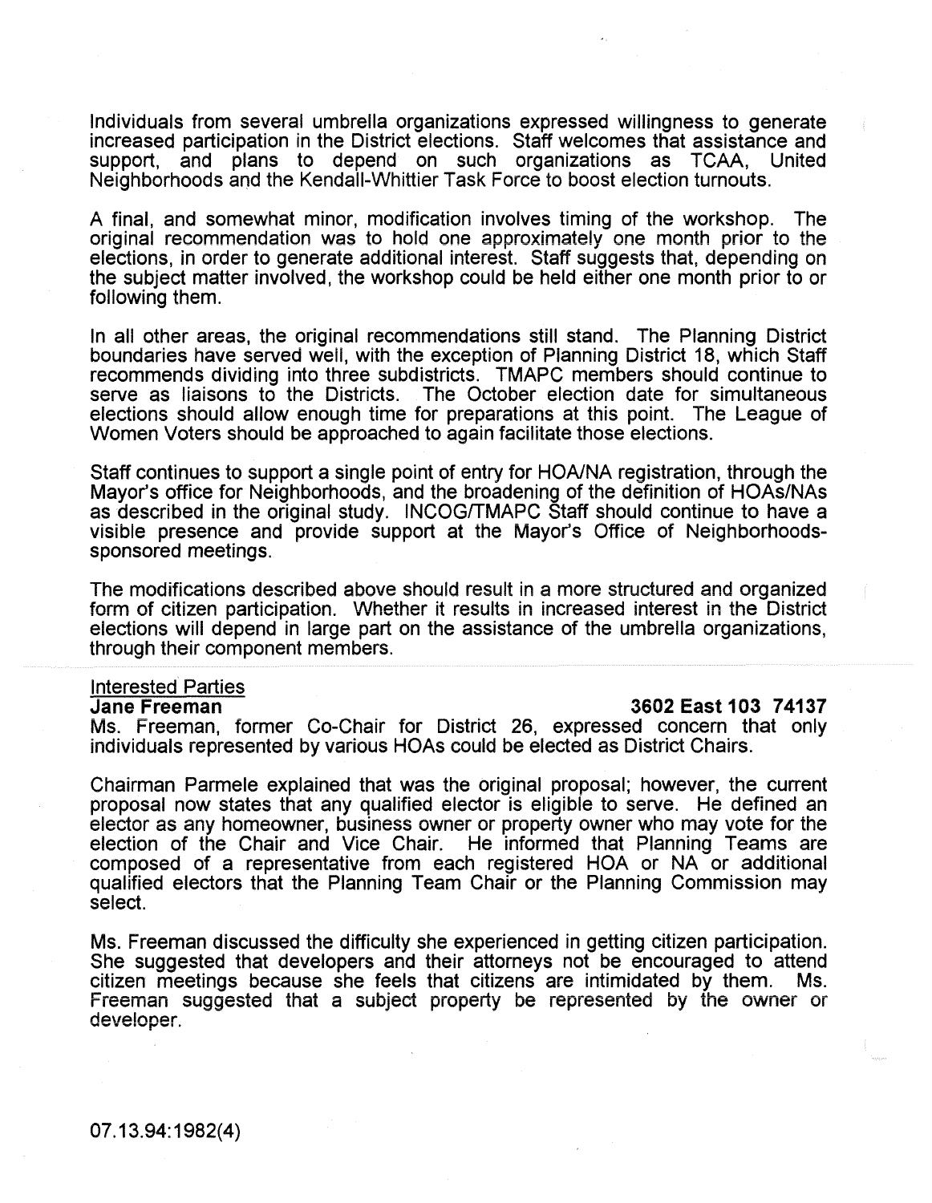Individuals from several umbrella organizations expressed willingness to generate increased participation in the District elections. Staff welcomes that assistance and support, and plans to depend on such organizations as TCAA, United Neighborhoods and the Kendall-Whittier Task Force to boost election turnouts.

A final, and somewhat minor, modification involves timing of the workshop. The original recommendation was to hold one approximately one month prior to the elections, in order to generate additional interest. Staff suggests that, depending on the subject matter involved, the workshop could be held either one month prior to or following them.

In all other areas, the original recommendations still stand. The Planning District boundaries have served well, with the exception of Planning District 18, which Staff recommends dividing into three subdistricts. TMAPC members should continue to serve as liaisons to the Districts. The October election date for simultaneous elections should allow enough time for preparations at this point. The League of Women Voters should be approached to again facilitate those elections.

Staff continues to support a single point of entry for HOA/NA registration, through the Mayor's office for Neighborhoods, and the broadening of the definition of HOAs/NAs as described in the original study. INCOG/TMAPC Staff should continue to have a visible presence and provide support at the Mayor's Office of Neighborhoods-sponsored meetings.

The modifications described above should result in a more structured and organized form of citizen participation. Whether it results in increased interest in the District elections will depend in large part on the assistance of the umbrella organizations, through their component members.

Interested Parties

**Jane Freeman** **3602 East 103 74137**

Ms. Freeman, former Co-Chair for District 26, expressed concern that only individuals represented by various HOAs could be elected as District Chairs.

Chairman Parmele explained that was the original proposal; however, the current proposal now states that any qualified elector is eligible to serve. He defined an elector as any homeowner, business owner or property owner who may vote for the election of the Chair and Vice Chair. He informed that Planning Teams are composed of a representative from each registered HOA or NA or additional qualified electors that the Planning Team Chair or the Planning Commission may select.

Ms. Freeman discussed the difficulty she experienced in getting citizen participation. She suggested that developers and their attorneys not be encouraged to attend citizen meetings because she feels that citizens are intimidated by them. Ms. Freeman suggested that a subject property be represented by the owner or developer.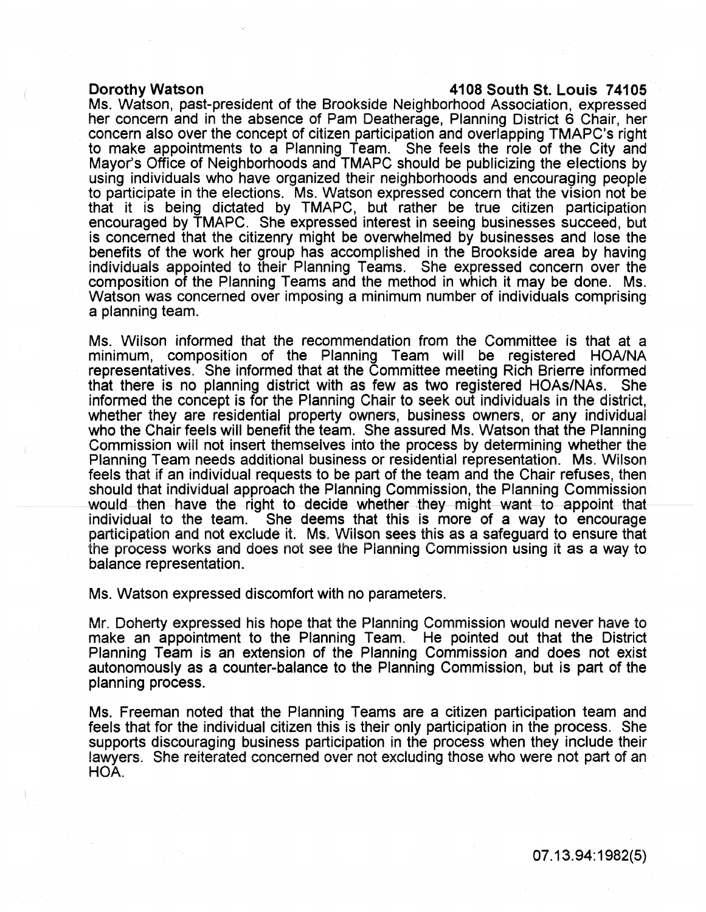**Dorothy Watson** **4108 South St. Louis 74105**

Ms. Watson, past-president of the Brookside Neighborhood Association, expressed her concern and in the absence of Pam Deatherage, Planning District 6 Chair, her concern also over the concept of citizen participation and overlapping TMAPC's right to make appointments to a Planning Team. She feels the role of the City and Mayor's Office of Neighborhoods and TMAPC should be publicizing the elections by using individuals who have organized their neighborhoods and encouraging people to participate in the elections. Ms. Watson expressed concern that the vision not be that it is being dictated by TMAPC, but rather be true citizen participation encouraged by TMAPC. She expressed interest in seeing businesses succeed, but is concerned that the citizenry might be overwhelmed by businesses and lose the benefits of the work her group has accomplished in the Brookside area by having individuals appointed to their Planning Teams. She expressed concern over the composition of the Planning Teams and the method in which it may be done. Ms. Watson was concerned over imposing a minimum number of individuals comprising a planning team.

Ms. Wilson informed that the recommendation from the Committee is that at a minimum, composition of the Planning Team will be registered HOA/NA representatives. She informed that at the Committee meeting Rich Brierre informed that there is no planning district with as few as two registered HOAs/NAs. She informed the concept is for the Planning Chair to seek out individuals in the district, whether they are residential property owners, business owners, or any individual who the Chair feels will benefit the team. She assured Ms. Watson that the Planning Commission will not insert themselves into the process by determining whether the Planning Team needs additional business or residential representation. Ms. Wilson feels that if an individual requests to be part of the team and the Chair refuses, then should that individual approach the Planning Commission, the Planning Commission would then have the right to decide whether they might want to appoint that individual to the team. She deems that this is more of a way to encourage participation and not exclude it. Ms. Wilson sees this as a safeguard to ensure that the process works and does not see the Planning Commission using it as a way to balance representation.

Ms. Watson expressed discomfort with no parameters.

Mr. Doherty expressed his hope that the Planning Commission would never have to make an appointment to the Planning Team. He pointed out that the District Planning Team is an extension of the Planning Commission and does not exist autonomously as a counter-balance to the Planning Commission, but is part of the planning process.

Ms. Freeman noted that the Planning Teams are a citizen participation team and feels that for the individual citizen this is their only participation in the process. She supports discouraging business participation in the process when they include their lawyers. She reiterated concerned over not excluding those who were not part of an HOA.

07.13.94:1982(5)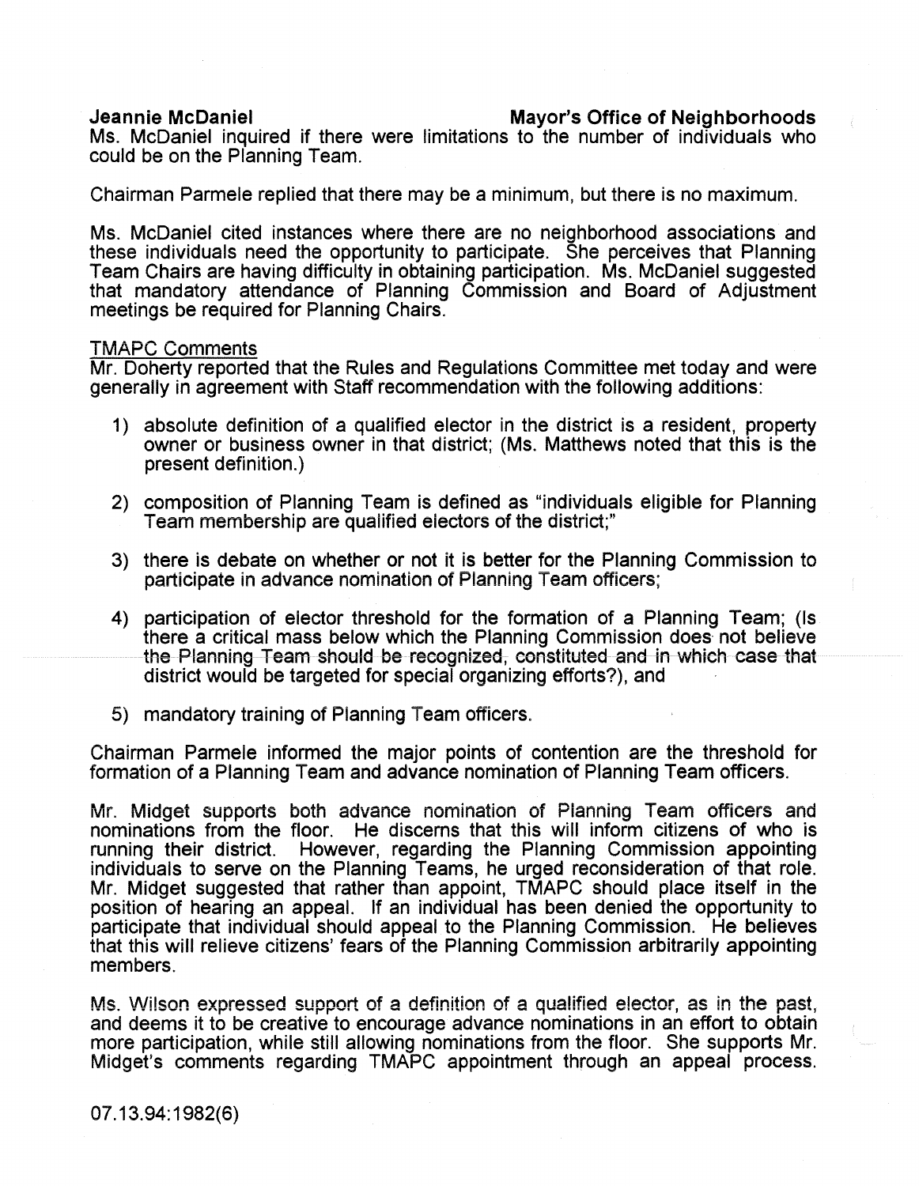**Jeannie McDaniel** **Mayor's Office of Neighborhoods**

Ms. McDaniel inquired if there were limitations to the number of individuals who could be on the Planning Team.

Chairman Parmele replied that there may be a minimum, but there is no maximum.

Ms. McDaniel cited instances where there are no neighborhood associations and these individuals need the opportunity to participate. She perceives that Planning Team Chairs are having difficulty in obtaining participation. Ms. McDaniel suggested that mandatory attendance of Planning Commission and Board of Adjustment meetings be required for Planning Chairs.

TMAPC Comments

Mr. Doherty reported that the Rules and Regulations Committee met today and were generally in agreement with Staff recommendation with the following additions:

1) absolute definition of a qualified elector in the district is a resident, property owner or business owner in that district; (Ms. Matthews noted that this is the present definition.)

2) composition of Planning Team is defined as "individuals eligible for Planning Team membership are qualified electors of the district;"

3) there is debate on whether or not it is better for the Planning Commission to participate in advance nomination of Planning Team officers;

4) participation of elector threshold for the formation of a Planning Team; (Is there a critical mass below which the Planning Commission does not believe the Planning Team should be recognized, constituted and in which case that district would be targeted for special organizing efforts?), and

5) mandatory training of Planning Team officers.

Chairman Parmele informed the major points of contention are the threshold for formation of a Planning Team and advance nomination of Planning Team officers.

Mr. Midget supports both advance nomination of Planning Team officers and nominations from the floor. He discerns that this will inform citizens of who is running their district. However, regarding the Planning Commission appointing individuals to serve on the Planning Teams, he urged reconsideration of that role. Mr. Midget suggested that rather than appoint, TMAPC should place itself in the position of hearing an appeal. If an individual has been denied the opportunity to participate that individual should appeal to the Planning Commission. He believes that this will relieve citizens' fears of the Planning Commission arbitrarily appointing members.

Ms. Wilson expressed support of a definition of a qualified elector, as in the past, and deems it to be creative to encourage advance nominations in an effort to obtain more participation, while still allowing nominations from the floor. She supports Mr. Midget's comments regarding TMAPC appointment through an appeal process.

07.13.94:1982(6)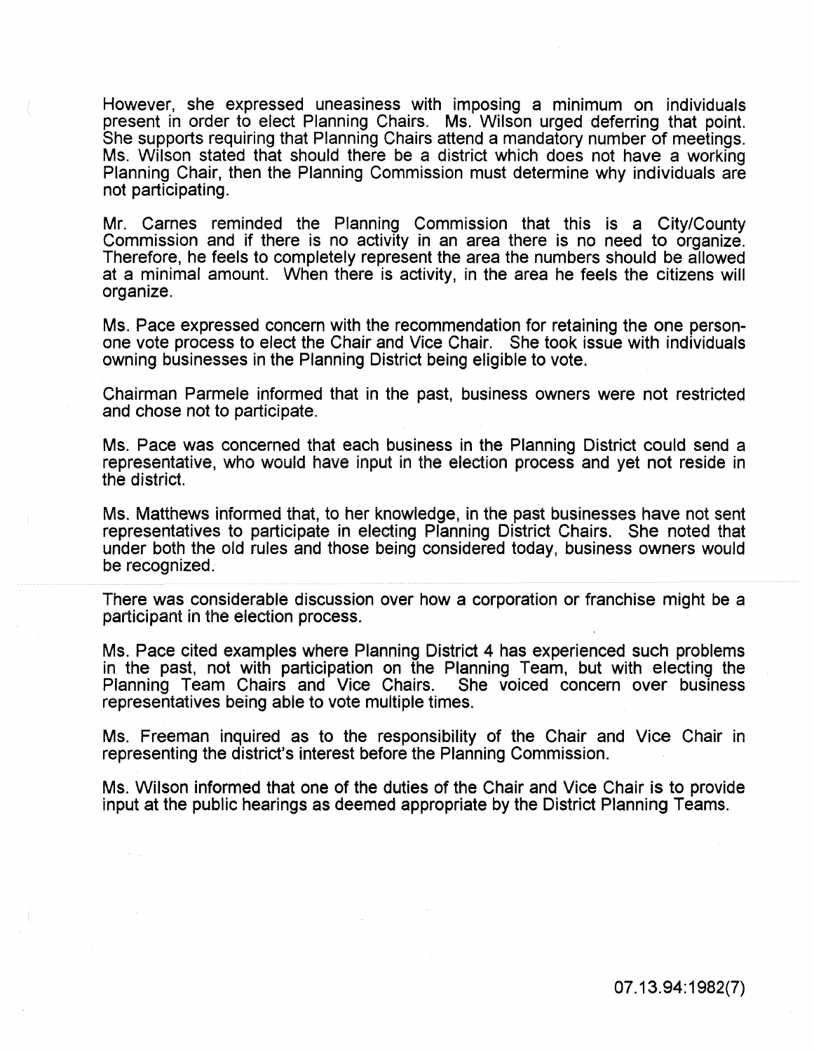However, she expressed uneasiness with imposing a minimum on individuals present in order to elect Planning Chairs. Ms. Wilson urged deferring that point. She supports requiring that Planning Chairs attend a mandatory number of meetings. Ms. Wilson stated that should there be a district which does not have a working Planning Chair, then the Planning Commission must determine why individuals are not participating.

Mr. Carnes reminded the Planning Commission that this is a City/County Commission and if there is no activity in an area there is no need to organize. Therefore, he feels to completely represent the area the numbers should be allowed at a minimal amount. When there is activity, in the area he feels the citizens will organize.

Ms. Pace expressed concern with the recommendation for retaining the one person-one vote process to elect the Chair and Vice Chair. She took issue with individuals owning businesses in the Planning District being eligible to vote.

Chairman Parmele informed that in the past, business owners were not restricted and chose not to participate.

Ms. Pace was concerned that each business in the Planning District could send a representative, who would have input in the election process and yet not reside in the district.

Ms. Matthews informed that, to her knowledge, in the past businesses have not sent representatives to participate in electing Planning District Chairs. She noted that under both the old rules and those being considered today, business owners would be recognized.

There was considerable discussion over how a corporation or franchise might be a participant in the election process.

Ms. Pace cited examples where Planning District 4 has experienced such problems in the past, not with participation on the Planning Team, but with electing the Planning Team Chairs and Vice Chairs. She voiced concern over business representatives being able to vote multiple times.

Ms. Freeman inquired as to the responsibility of the Chair and Vice Chair in representing the district's interest before the Planning Commission.

Ms. Wilson informed that one of the duties of the Chair and Vice Chair is to provide input at the public hearings as deemed appropriate by the District Planning Teams.

07.13.94:1982(7)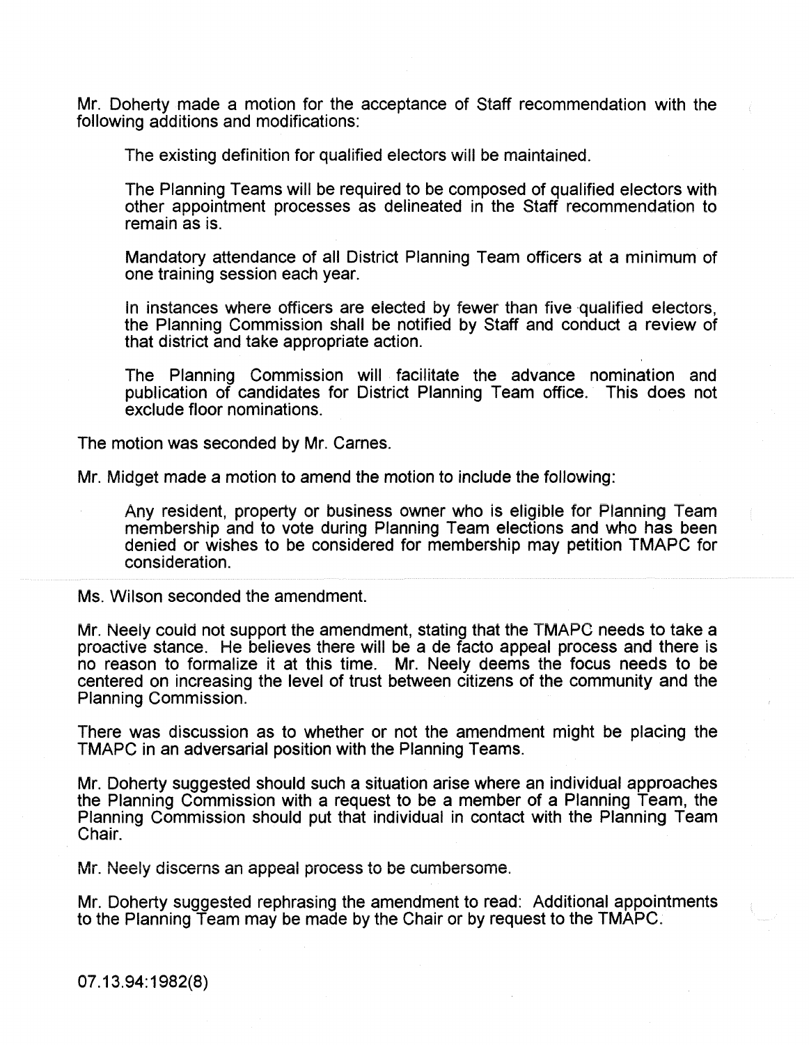Mr. Doherty made a motion for the acceptance of Staff recommendation with the following additions and modifications:

> The existing definition for qualified electors will be maintained.
>
> The Planning Teams will be required to be composed of qualified electors with other appointment processes as delineated in the Staff recommendation to remain as is.
>
> Mandatory attendance of all District Planning Team officers at a minimum of one training session each year.
>
> In instances where officers are elected by fewer than five qualified electors, the Planning Commission shall be notified by Staff and conduct a review of that district and take appropriate action.
>
> The Planning Commission will facilitate the advance nomination and publication of candidates for District Planning Team office. This does not exclude floor nominations.

The motion was seconded by Mr. Carnes.

Mr. Midget made a motion to amend the motion to include the following:

> Any resident, property or business owner who is eligible for Planning Team membership and to vote during Planning Team elections and who has been denied or wishes to be considered for membership may petition TMAPC for consideration.

Ms. Wilson seconded the amendment.

Mr. Neely could not support the amendment, stating that the TMAPC needs to take a proactive stance. He believes there will be a de facto appeal process and there is no reason to formalize it at this time. Mr. Neely deems the focus needs to be centered on increasing the level of trust between citizens of the community and the Planning Commission.

There was discussion as to whether or not the amendment might be placing the TMAPC in an adversarial position with the Planning Teams.

Mr. Doherty suggested should such a situation arise where an individual approaches the Planning Commission with a request to be a member of a Planning Team, the Planning Commission should put that individual in contact with the Planning Team Chair.

Mr. Neely discerns an appeal process to be cumbersome.

Mr. Doherty suggested rephrasing the amendment to read: Additional appointments to the Planning Team may be made by the Chair or by request to the TMAPC.

07.13.94:1982(8)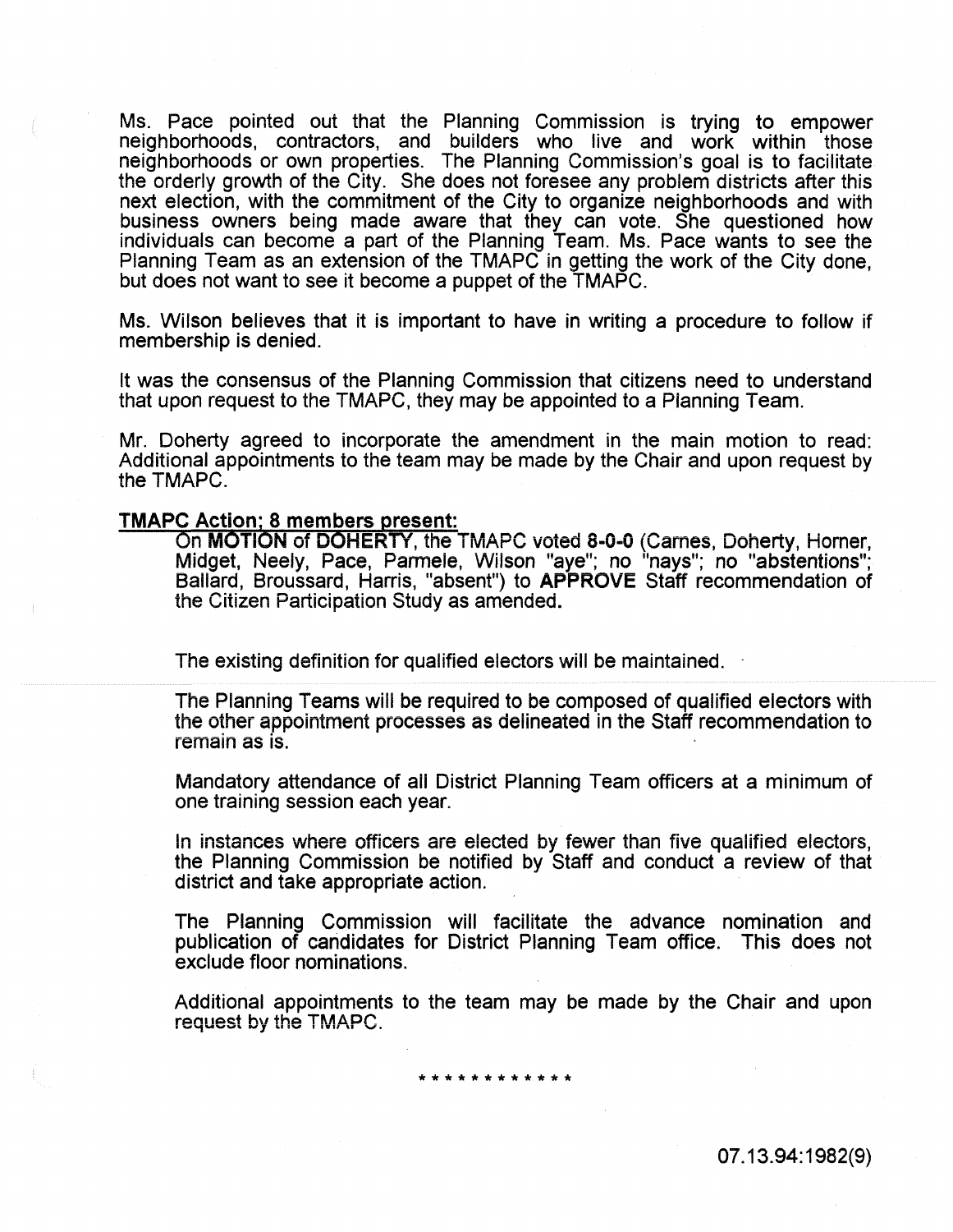Ms. Pace pointed out that the Planning Commission is trying to empower neighborhoods, contractors, and builders who live and work within those neighborhoods or own properties. The Planning Commission's goal is to facilitate the orderly growth of the City. She does not foresee any problem districts after this next election, with the commitment of the City to organize neighborhoods and with business owners being made aware that they can vote. She questioned how individuals can become a part of the Planning Team. Ms. Pace wants to see the Planning Team as an extension of the TMAPC in getting the work of the City done, but does not want to see it become a puppet of the TMAPC.

Ms. Wilson believes that it is important to have in writing a procedure to follow if membership is denied.

It was the consensus of the Planning Commission that citizens need to understand that upon request to the TMAPC, they may be appointed to a Planning Team.

Mr. Doherty agreed to incorporate the amendment in the main motion to read: Additional appointments to the team may be made by the Chair and upon request by the TMAPC.

**TMAPC Action; 8 members present:**

On **MOTION** of **DOHERTY**, the TMAPC voted **8-0-0** (Carnes, Doherty, Horner, Midget, Neely, Pace, Parmele, Wilson "aye"; no "nays"; no "abstentions"; Ballard, Broussard, Harris, "absent") to **APPROVE** Staff recommendation of the Citizen Participation Study as amended.

The existing definition for qualified electors will be maintained.

The Planning Teams will be required to be composed of qualified electors with the other appointment processes as delineated in the Staff recommendation to remain as is.

Mandatory attendance of all District Planning Team officers at a minimum of one training session each year.

In instances where officers are elected by fewer than five qualified electors, the Planning Commission be notified by Staff and conduct a review of that district and take appropriate action.

The Planning Commission will facilitate the advance nomination and publication of candidates for District Planning Team office. This does not exclude floor nominations.

Additional appointments to the team may be made by the Chair and upon request by the TMAPC.

\* \* \* \* \* \* \* \* \* \* \* \*

07.13.94:1982(9)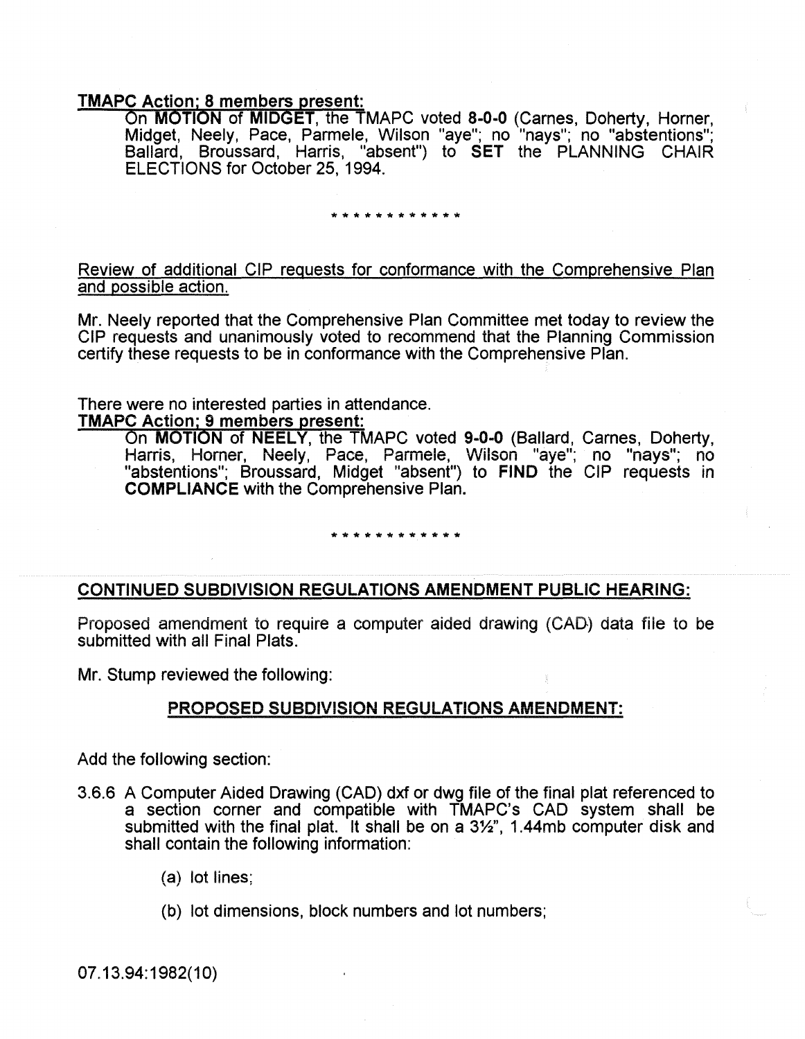**TMAPC Action; 8 members present:**

On **MOTION** of **MIDGET**, the TMAPC voted **8-0-0** (Carnes, Doherty, Horner, Midget, Neely, Pace, Parmele, Wilson "aye"; no "nays"; no "abstentions"; Ballard, Broussard, Harris, "absent") to **SET** the PLANNING CHAIR ELECTIONS for October 25, 1994.

\* \* \* \* \* \* \* \* \* \* \* \*

Review of additional CIP requests for conformance with the Comprehensive Plan and possible action.

Mr. Neely reported that the Comprehensive Plan Committee met today to review the CIP requests and unanimously voted to recommend that the Planning Commission certify these requests to be in conformance with the Comprehensive Plan.

There were no interested parties in attendance.

**TMAPC Action; 9 members present:**

On **MOTION** of **NEELY**, the TMAPC voted **9-0-0** (Ballard, Carnes, Doherty, Harris, Horner, Neely, Pace, Parmele, Wilson "aye"; no "nays"; no "abstentions"; Broussard, Midget "absent") to **FIND** the CIP requests in **COMPLIANCE** with the Comprehensive Plan.

\* \* \* \* \* \* \* \* \* \* \* \*

**CONTINUED SUBDIVISION REGULATIONS AMENDMENT PUBLIC HEARING:**

Proposed amendment to require a computer aided drawing (CAD) data file to be submitted with all Final Plats.

Mr. Stump reviewed the following:

**PROPOSED SUBDIVISION REGULATIONS AMENDMENT:**

Add the following section:

3.6.6 A Computer Aided Drawing (CAD) dxf or dwg file of the final plat referenced to a section corner and compatible with TMAPC's CAD system shall be submitted with the final plat. It shall be on a 3½", 1.44mb computer disk and shall contain the following information:

(a) lot lines;

(b) lot dimensions, block numbers and lot numbers;

07.13.94:1982(10)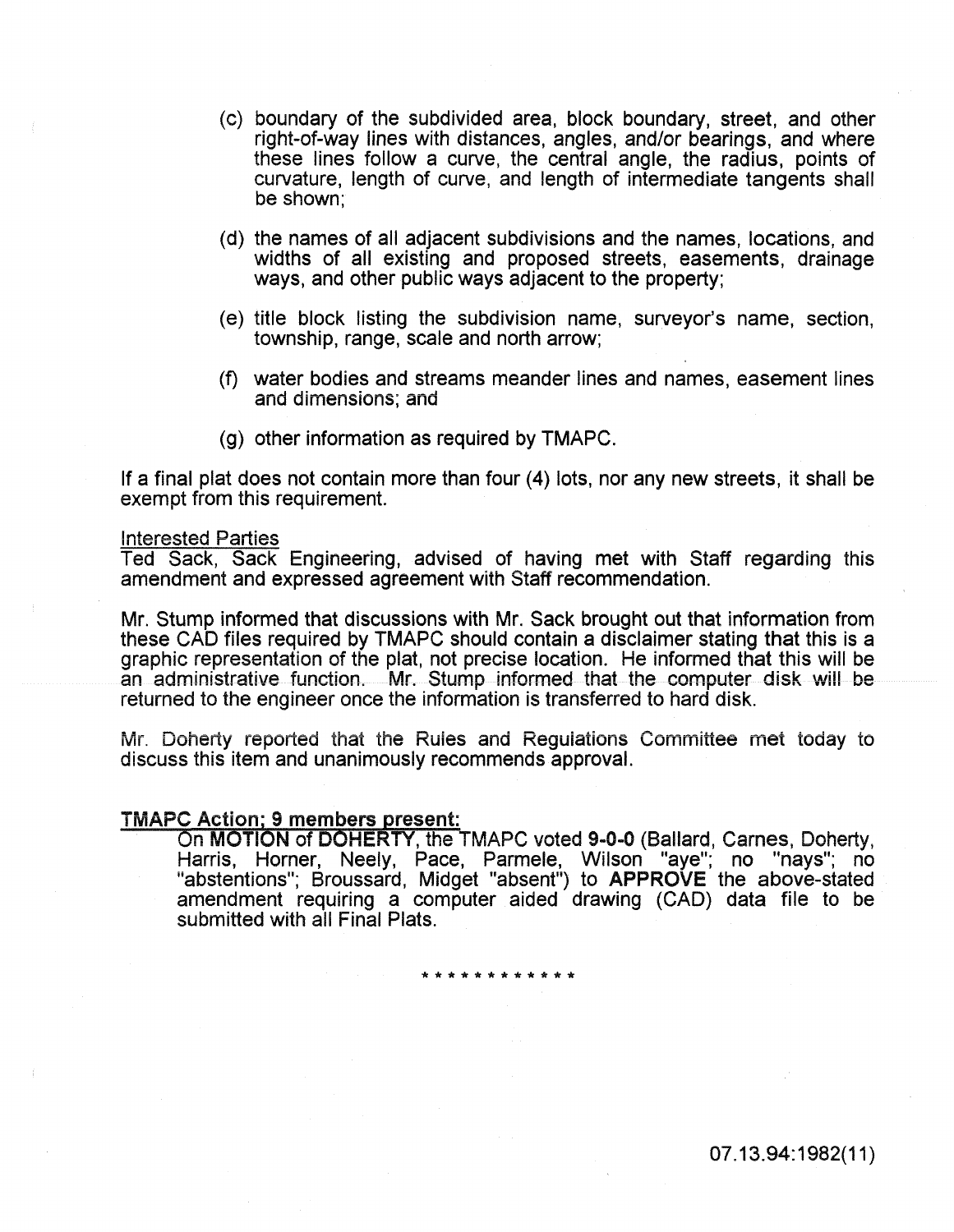(c) boundary of the subdivided area, block boundary, street, and other right-of-way lines with distances, angles, and/or bearings, and where these lines follow a curve, the central angle, the radius, points of curvature, length of curve, and length of intermediate tangents shall be shown;

(d) the names of all adjacent subdivisions and the names, locations, and widths of all existing and proposed streets, easements, drainage ways, and other public ways adjacent to the property;

(e) title block listing the subdivision name, surveyor's name, section, township, range, scale and north arrow;

(f) water bodies and streams meander lines and names, easement lines and dimensions; and

(g) other information as required by TMAPC.

If a final plat does not contain more than four (4) lots, nor any new streets, it shall be exempt from this requirement.

Interested Parties

Ted Sack, Sack Engineering, advised of having met with Staff regarding this amendment and expressed agreement with Staff recommendation.

Mr. Stump informed that discussions with Mr. Sack brought out that information from these CAD files required by TMAPC should contain a disclaimer stating that this is a graphic representation of the plat, not precise location. He informed that this will be an administrative function. Mr. Stump informed that the computer disk will be returned to the engineer once the information is transferred to hard disk.

Mr. Doherty reported that the Rules and Regulations Committee met today to discuss this item and unanimously recommends approval.

**TMAPC Action; 9 members present:**

On **MOTION** of **DOHERTY**, the TMAPC voted **9-0-0** (Ballard, Carnes, Doherty, Harris, Horner, Neely, Pace, Parmele, Wilson "aye"; no "nays"; no "abstentions"; Broussard, Midget "absent") to **APPROVE** the above-stated amendment requiring a computer aided drawing (CAD) data file to be submitted with all Final Plats.

* * * * * * * * * * * *

07.13.94:1982(11)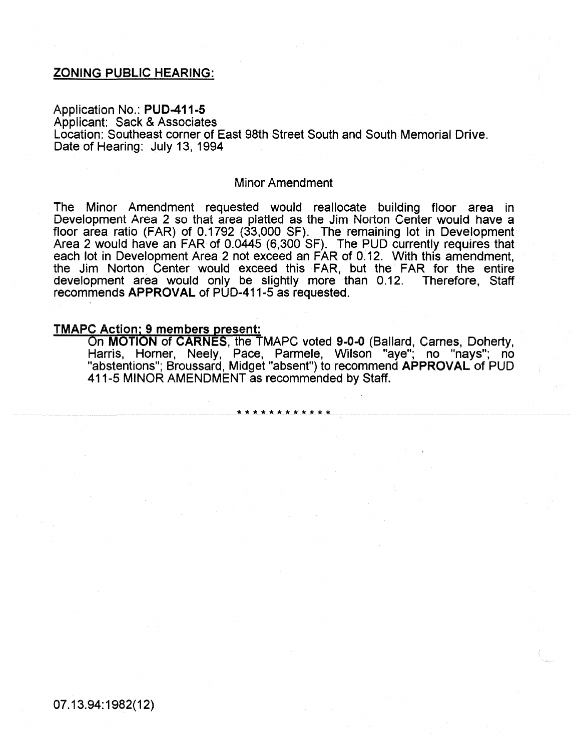**ZONING PUBLIC HEARING:**

Application No.: **PUD-411-5**
Applicant: Sack & Associates
Location: Southeast corner of East 98th Street South and South Memorial Drive.
Date of Hearing: July 13, 1994

Minor Amendment

The Minor Amendment requested would reallocate building floor area in Development Area 2 so that area platted as the Jim Norton Center would have a floor area ratio (FAR) of 0.1792 (33,000 SF). The remaining lot in Development Area 2 would have an FAR of 0.0445 (6,300 SF). The PUD currently requires that each lot in Development Area 2 not exceed an FAR of 0.12. With this amendment, the Jim Norton Center would exceed this FAR, but the FAR for the entire development area would only be slightly more than 0.12. Therefore, Staff recommends **APPROVAL** of PUD-411-5 as requested.

**TMAPC Action; 9 members present:**

On **MOTION** of **CARNES**, the TMAPC voted **9-0-0** (Ballard, Carnes, Doherty, Harris, Horner, Neely, Pace, Parmele, Wilson "aye"; no "nays"; no "abstentions"; Broussard, Midget "absent") to recommend **APPROVAL** of PUD 411-5 MINOR AMENDMENT as recommended by Staff.

\* \* \* \* \* \* \* \* \* \* \* \*

07.13.94:1982(12)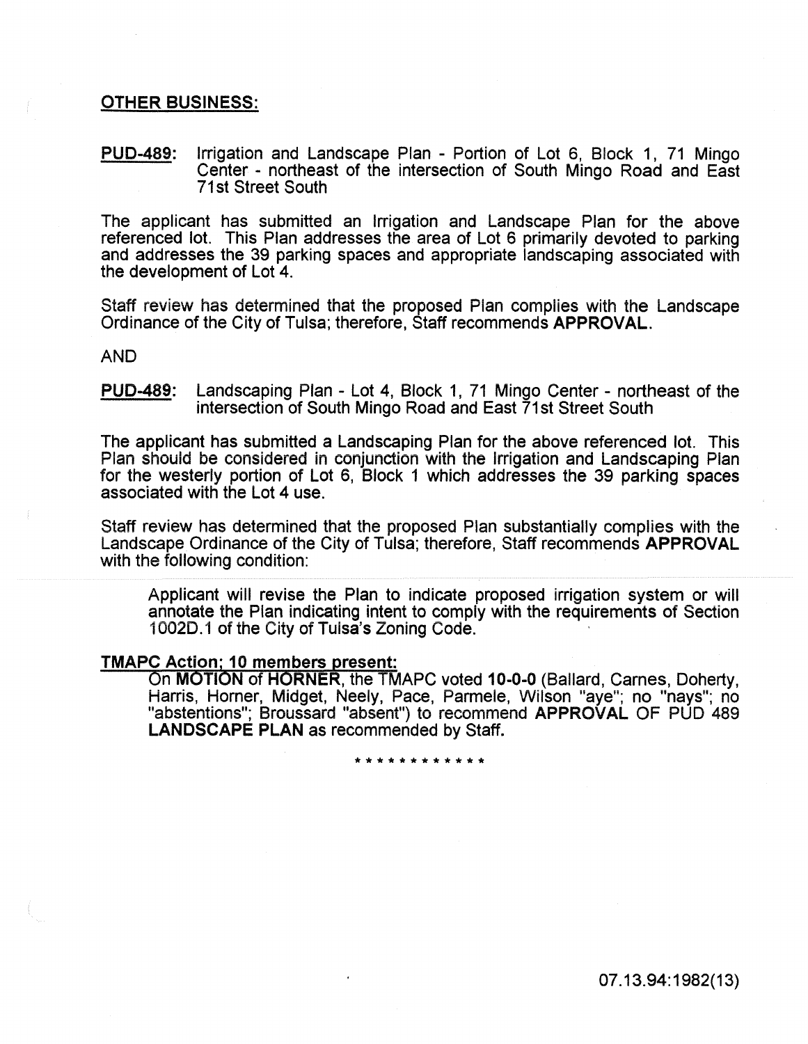**OTHER BUSINESS:**

**PUD-489:** Irrigation and Landscape Plan - Portion of Lot 6, Block 1, 71 Mingo Center - northeast of the intersection of South Mingo Road and East 71st Street South

The applicant has submitted an Irrigation and Landscape Plan for the above referenced lot. This Plan addresses the area of Lot 6 primarily devoted to parking and addresses the 39 parking spaces and appropriate landscaping associated with the development of Lot 4.

Staff review has determined that the proposed Plan complies with the Landscape Ordinance of the City of Tulsa; therefore, Staff recommends **APPROVAL**.

AND

**PUD-489:** Landscaping Plan - Lot 4, Block 1, 71 Mingo Center - northeast of the intersection of South Mingo Road and East 71st Street South

The applicant has submitted a Landscaping Plan for the above referenced lot. This Plan should be considered in conjunction with the Irrigation and Landscaping Plan for the westerly portion of Lot 6, Block 1 which addresses the 39 parking spaces associated with the Lot 4 use.

Staff review has determined that the proposed Plan substantially complies with the Landscape Ordinance of the City of Tulsa; therefore, Staff recommends **APPROVAL** with the following condition:

> Applicant will revise the Plan to indicate proposed irrigation system or will annotate the Plan indicating intent to comply with the requirements of Section 1002D.1 of the City of Tulsa's Zoning Code.

**TMAPC Action; 10 members present:**

On **MOTION** of **HORNER**, the TMAPC voted **10-0-0** (Ballard, Carnes, Doherty, Harris, Horner, Midget, Neely, Pace, Parmele, Wilson "aye"; no "nays"; no "abstentions"; Broussard "absent") to recommend **APPROVAL** OF PUD 489 **LANDSCAPE PLAN** as recommended by Staff.

* * * * * * * * * * * *

07.13.94:1982(13)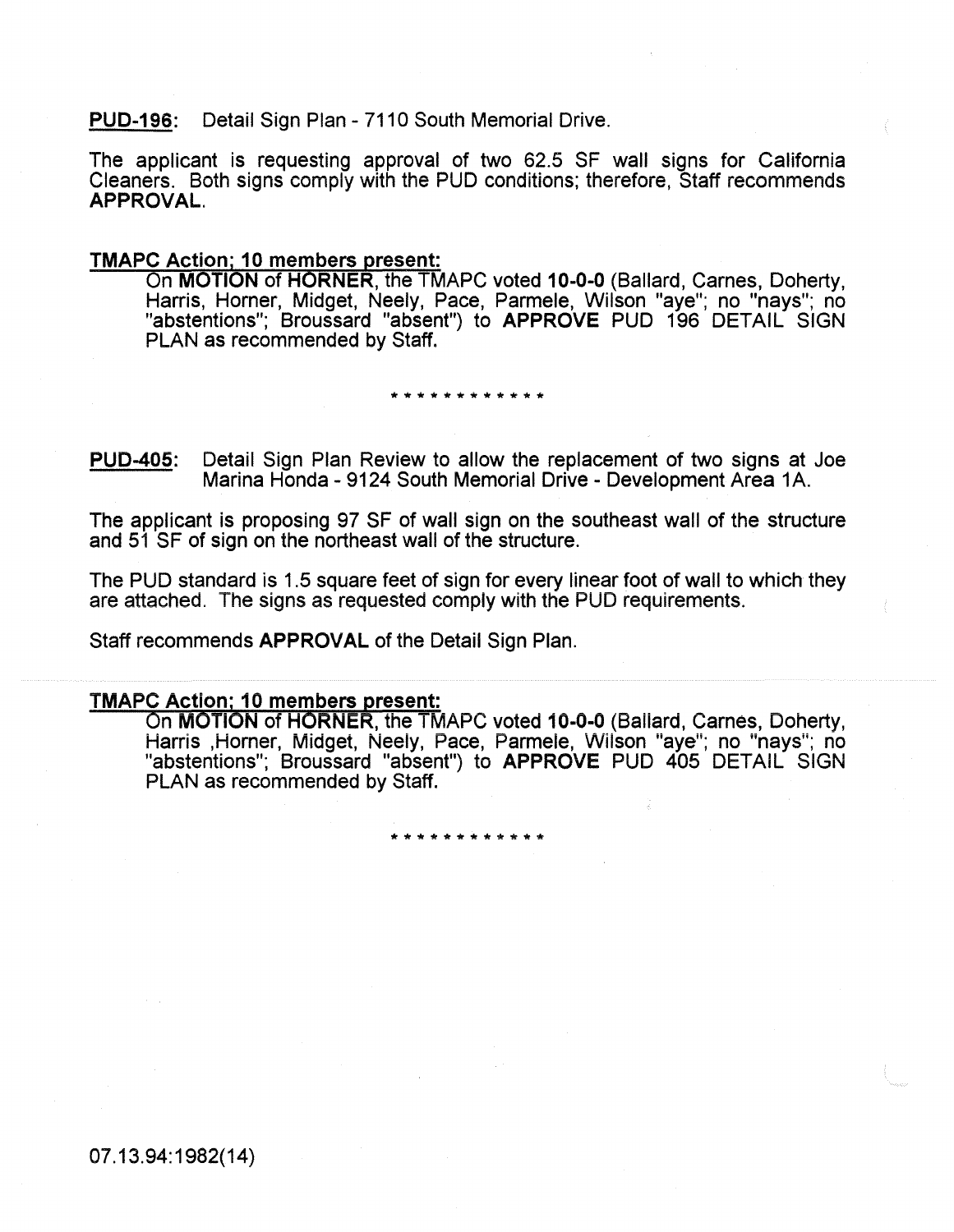**PUD-196**: Detail Sign Plan - 7110 South Memorial Drive.

The applicant is requesting approval of two 62.5 SF wall signs for California Cleaners. Both signs comply with the PUD conditions; therefore, Staff recommends **APPROVAL**.

**TMAPC Action; 10 members present:**

On **MOTION** of **HORNER**, the TMAPC voted **10-0-0** (Ballard, Carnes, Doherty, Harris, Horner, Midget, Neely, Pace, Parmele, Wilson "aye"; no "nays"; no "abstentions"; Broussard "absent") to **APPROVE** PUD 196 DETAIL SIGN PLAN as recommended by Staff.

* * * * * * * * * * * *

**PUD-405**: Detail Sign Plan Review to allow the replacement of two signs at Joe Marina Honda - 9124 South Memorial Drive - Development Area 1A.

The applicant is proposing 97 SF of wall sign on the southeast wall of the structure and 51 SF of sign on the northeast wall of the structure.

The PUD standard is 1.5 square feet of sign for every linear foot of wall to which they are attached. The signs as requested comply with the PUD requirements.

Staff recommends **APPROVAL** of the Detail Sign Plan.

**TMAPC Action; 10 members present:**

On **MOTION** of **HORNER**, the TMAPC voted **10-0-0** (Ballard, Carnes, Doherty, Harris ,Horner, Midget, Neely, Pace, Parmele, Wilson "aye"; no "nays"; no "abstentions"; Broussard "absent") to **APPROVE** PUD 405 DETAIL SIGN PLAN as recommended by Staff.

* * * * * * * * * * * *

07.13.94:1982(14)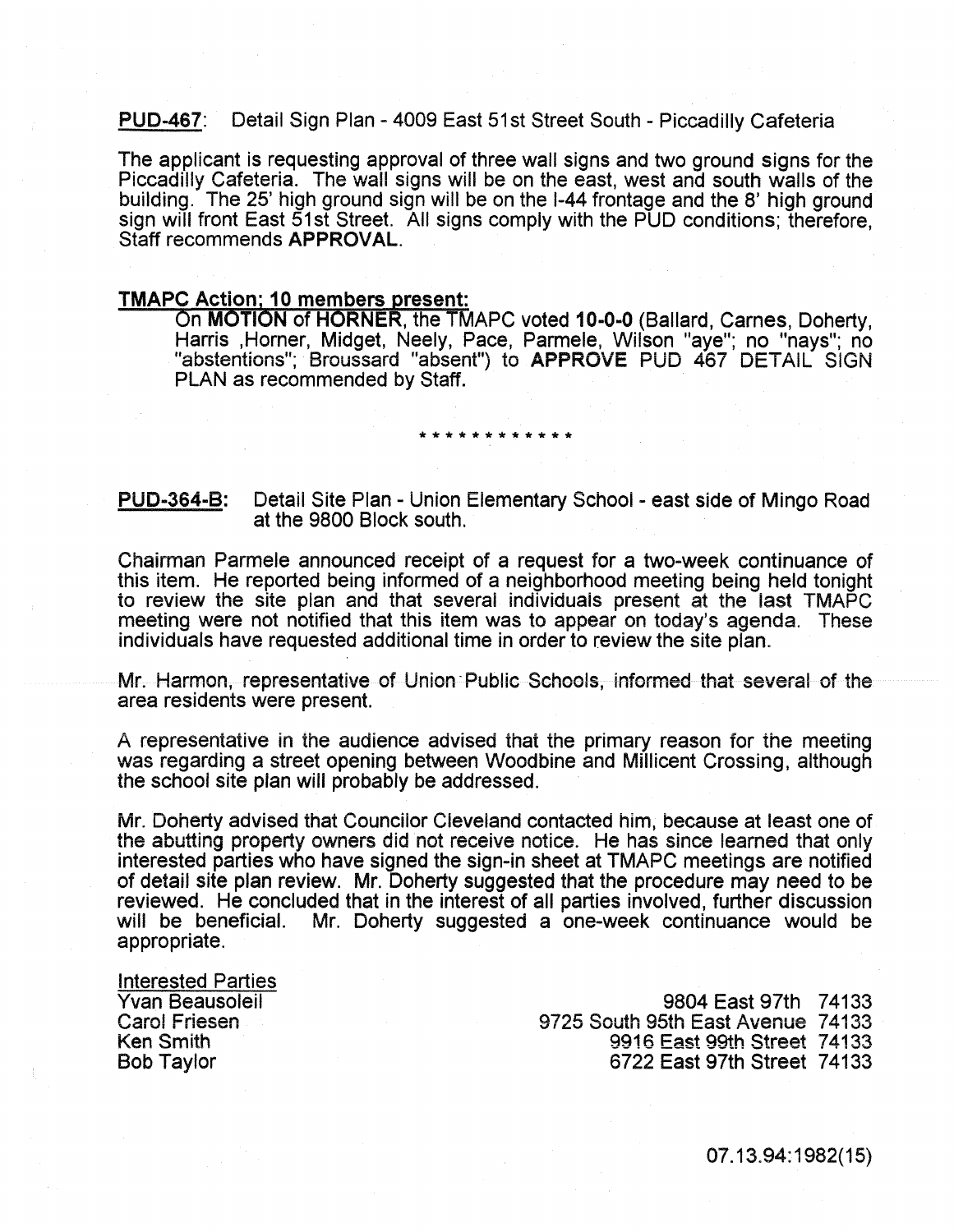**PUD-467**: Detail Sign Plan - 4009 East 51st Street South - Piccadilly Cafeteria

The applicant is requesting approval of three wall signs and two ground signs for the Piccadilly Cafeteria. The wall signs will be on the east, west and south walls of the building. The 25' high ground sign will be on the I-44 frontage and the 8' high ground sign will front East 51st Street. All signs comply with the PUD conditions; therefore, Staff recommends **APPROVAL**.

**TMAPC Action; 10 members present:**

On **MOTION** of **HORNER**, the TMAPC voted **10-0-0** (Ballard, Carnes, Doherty, Harris ,Horner, Midget, Neely, Pace, Parmele, Wilson "aye"; no "nays"; no "abstentions"; Broussard "absent") to **APPROVE** PUD 467 DETAIL SIGN PLAN as recommended by Staff.

\* \* \* \* \* \* \* \* \* \* \* \*

**PUD-364-B**: Detail Site Plan - Union Elementary School - east side of Mingo Road at the 9800 Block south.

Chairman Parmele announced receipt of a request for a two-week continuance of this item. He reported being informed of a neighborhood meeting being held tonight to review the site plan and that several individuals present at the last TMAPC meeting were not notified that this item was to appear on today's agenda. These individuals have requested additional time in order to review the site plan.

Mr. Harmon, representative of Union Public Schools, informed that several of the area residents were present.

A representative in the audience advised that the primary reason for the meeting was regarding a street opening between Woodbine and Millicent Crossing, although the school site plan will probably be addressed.

Mr. Doherty advised that Councilor Cleveland contacted him, because at least one of the abutting property owners did not receive notice. He has since learned that only interested parties who have signed the sign-in sheet at TMAPC meetings are notified of detail site plan review. Mr. Doherty suggested that the procedure may need to be reviewed. He concluded that in the interest of all parties involved, further discussion will be beneficial. Mr. Doherty suggested a one-week continuance would be appropriate.

Interested Parties

| | |
|---|---|
| Yvan Beausoleil | 9804 East 97th 74133 |
| Carol Friesen | 9725 South 95th East Avenue 74133 |
| Ken Smith | 9916 East 99th Street 74133 |
| Bob Taylor | 6722 East 97th Street 74133 |

07.13.94:1982(15)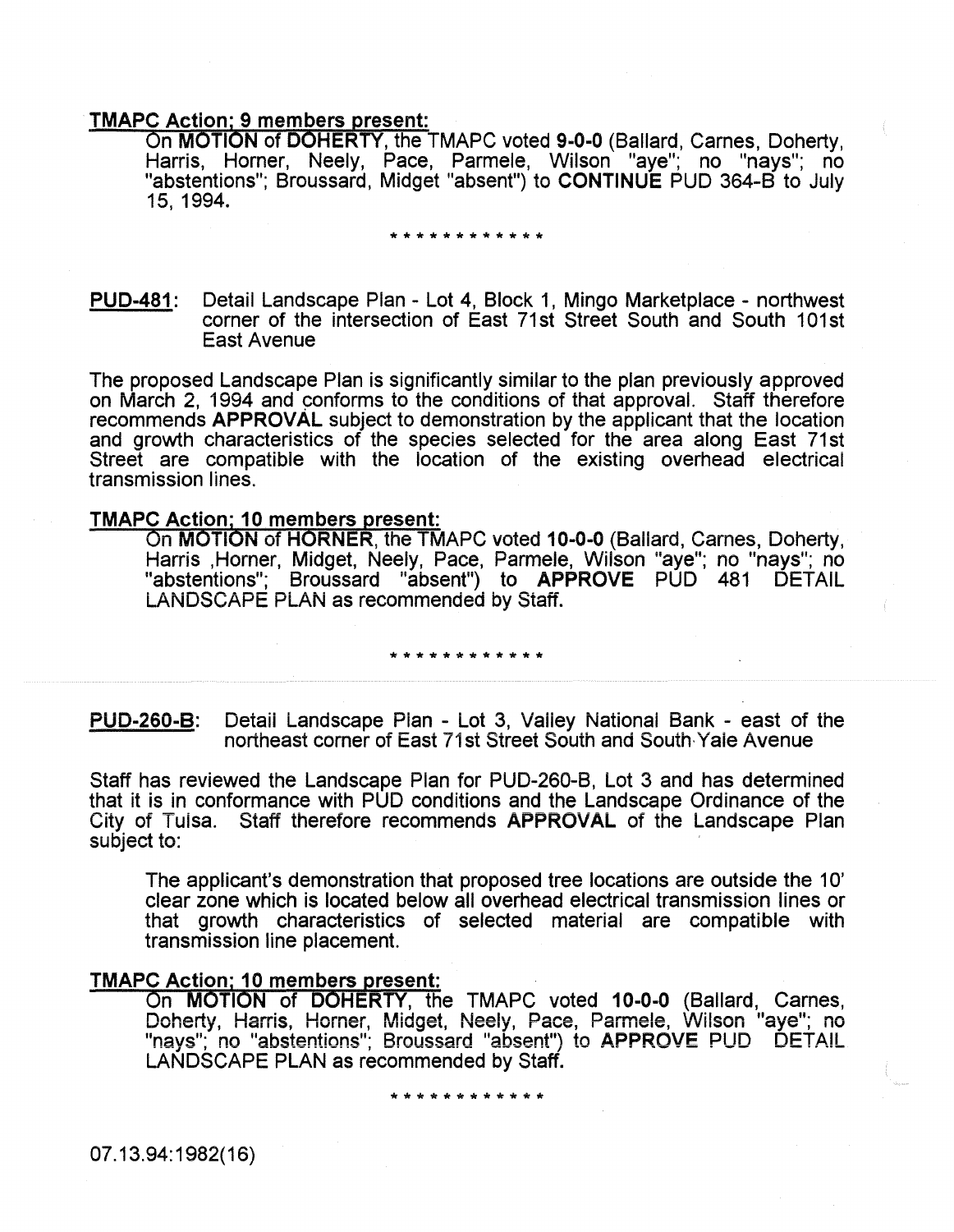**TMAPC Action; 9 members present:**

On **MOTION** of **DOHERTY**, the TMAPC voted **9-0-0** (Ballard, Carnes, Doherty, Harris, Horner, Neely, Pace, Parmele, Wilson "aye"; no "nays"; no "abstentions"; Broussard, Midget "absent") to **CONTINUE** PUD 364-B to July 15, 1994.

* * * * * * * * * * * *

**PUD-481**: Detail Landscape Plan - Lot 4, Block 1, Mingo Marketplace - northwest corner of the intersection of East 71st Street South and South 101st East Avenue

The proposed Landscape Plan is significantly similar to the plan previously approved on March 2, 1994 and conforms to the conditions of that approval. Staff therefore recommends **APPROVAL** subject to demonstration by the applicant that the location and growth characteristics of the species selected for the area along East 71st Street are compatible with the location of the existing overhead electrical transmission lines.

**TMAPC Action; 10 members present:**

On **MOTION** of **HORNER**, the TMAPC voted **10-0-0** (Ballard, Carnes, Doherty, Harris ,Horner, Midget, Neely, Pace, Parmele, Wilson "aye"; no "nays"; no "abstentions"; Broussard "absent") to **APPROVE** PUD 481 DETAIL LANDSCAPE PLAN as recommended by Staff.

* * * * * * * * * * * *

**PUD-260-B**: Detail Landscape Plan - Lot 3, Valley National Bank - east of the northeast corner of East 71st Street South and South Yale Avenue

Staff has reviewed the Landscape Plan for PUD-260-B, Lot 3 and has determined that it is in conformance with PUD conditions and the Landscape Ordinance of the City of Tulsa. Staff therefore recommends **APPROVAL** of the Landscape Plan subject to:

The applicant's demonstration that proposed tree locations are outside the 10' clear zone which is located below all overhead electrical transmission lines or that growth characteristics of selected material are compatible with transmission line placement.

**TMAPC Action; 10 members present:**

On **MOTION** of **DOHERTY**, the TMAPC voted **10-0-0** (Ballard, Carnes, Doherty, Harris, Horner, Midget, Neely, Pace, Parmele, Wilson "aye"; no "nays"; no "abstentions"; Broussard "absent") to **APPROVE** PUD DETAIL LANDSCAPE PLAN as recommended by Staff.

* * * * * * * * * * * *

07.13.94:1982(16)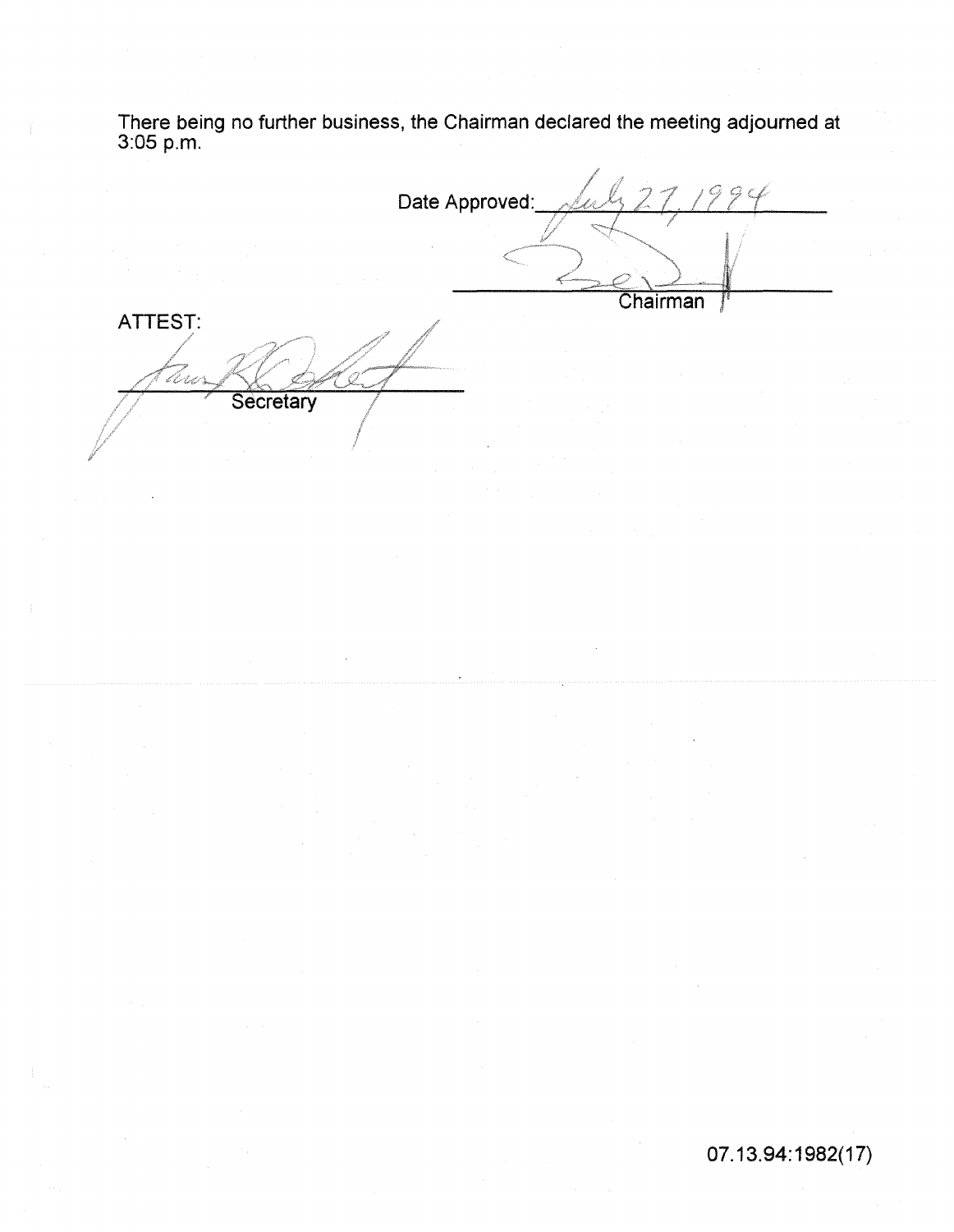There being no further business, the Chairman declared the meeting adjourned at 3:05 p.m.

Date Approved: July 27, 1994

Chairman

ATTEST:

Secretary

07.13.94:1982(17)